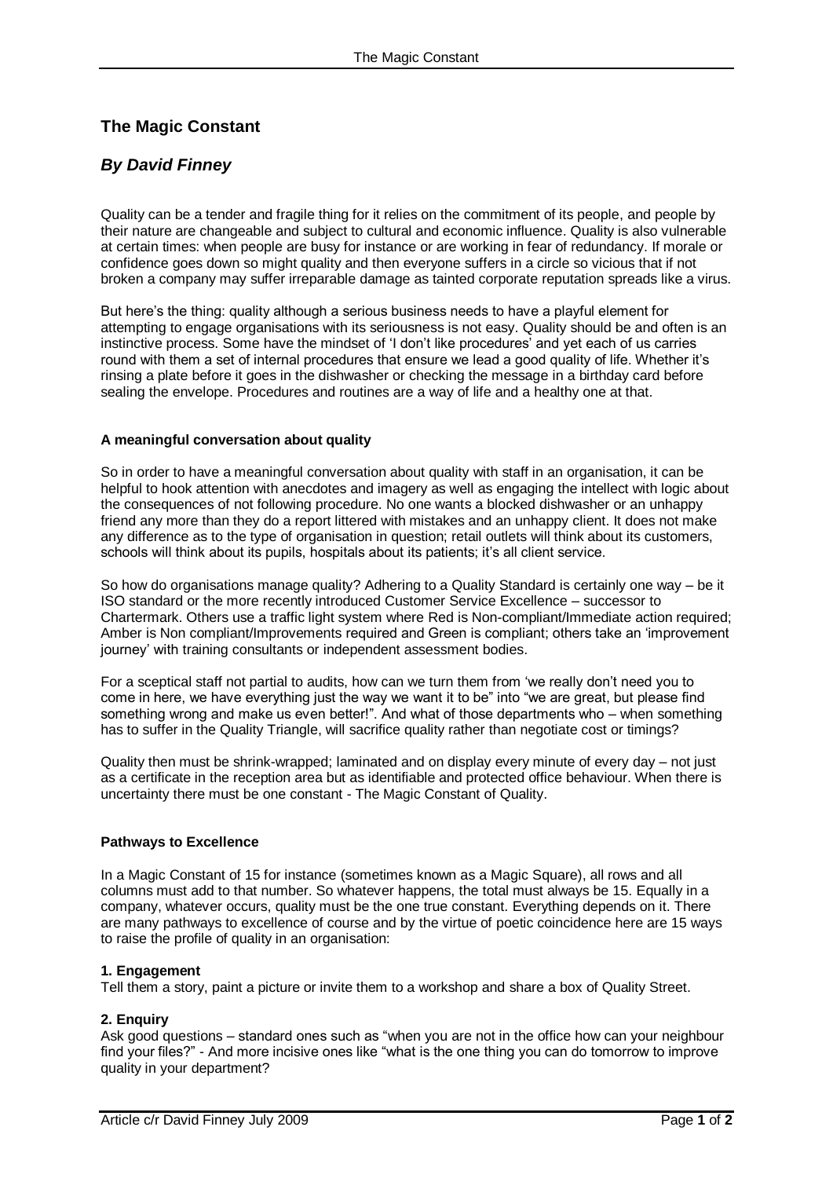# The Magic Constant

## *By David Finney*

Quality can be a tender and fragile thing for it relies on the commitment of its people, and people by their nature are changeable and subject to cultural and economic influence. Quality is also vulnerable at certain times: when people are busy for instance or are working in fear of redundancy. If morale or confidence goes down so might quality and then everyone suffers in a circle so vicious that if not broken a company may suffer irreparable damage as tainted corporate reputation spreads like a virus.

But here's the thing: quality although a serious business needs to have a playful element for attempting to engage organisations with its seriousness is not easy. Quality should be and often is an instinctive process. Some have the mindset of 'I don't like procedures' and yet each of us carries round with them a set of internal procedures that ensure we lead a good quality of life. Whether it's rinsing a plate before it goes in the dishwasher or checking the message in a birthday card before sealing the envelope. Procedures and routines are a way of life and a healthy one at that.

### A meaningful conversation about quality

So in order to have a meaningful conversation about quality with staff in an organisation, it can be helpful to hook attention with anecdotes and imagery as well as engaging the intellect with logic about the consequences of not following procedure. No one wants a blocked dishwasher or an unhappy friend any more than they do a report littered with mistakes and an unhappy client. It does not make any difference as to the type of organisation in question; retail outlets will think about its customers, schools will think about its pupils, hospitals about its patients; it's all client service.

So how do organisations manage quality? Adhering to a Quality Standard is certainly one way – be it ISO standard or the more recently introduced Customer Service Excellence – successor to Chartermark. Others use a traffic light system where Red is Non-compliant/Immediate action required; Amber is Non compliant/Improvements required and Green is compliant; others take an 'improvement journey' with training consultants or independent assessment bodies.

For a sceptical staff not partial to audits, how can we turn them from 'we really don't need you to come in here, we have everything just the way we want it to be" into "we are great, but please find something wrong and make us even better!". And what of those departments who – when something has to suffer in the Quality Triangle, will sacrifice quality rather than negotiate cost or timings?

Quality then must be shrink-wrapped; laminated and on display every minute of every day – not just as a certificate in the reception area but as identifiable and protected office behaviour. When there is uncertainty there must be one constant - The Magic Constant of Quality.

### Pathways to Excellence

In a Magic Constant of 15 for instance (sometimes known as a Magic Square), all rows and all columns must add to that number. So whatever happens, the total must always be 15. Equally in a company, whatever occurs, quality must be the one true constant. Everything depends on it. There are many pathways to excellence of course and by the virtue of poetic coincidence here are 15 ways to raise the profile of quality in an organisation:

**1. Engagement**
Tell them a story, paint a picture or invite them to a workshop and share a box of Quality Street.

**2. Enquiry**
Ask good questions – standard ones such as "when you are not in the office how can your neighbour find your files?" - And more incisive ones like "what is the one thing you can do tomorrow to improve quality in your department?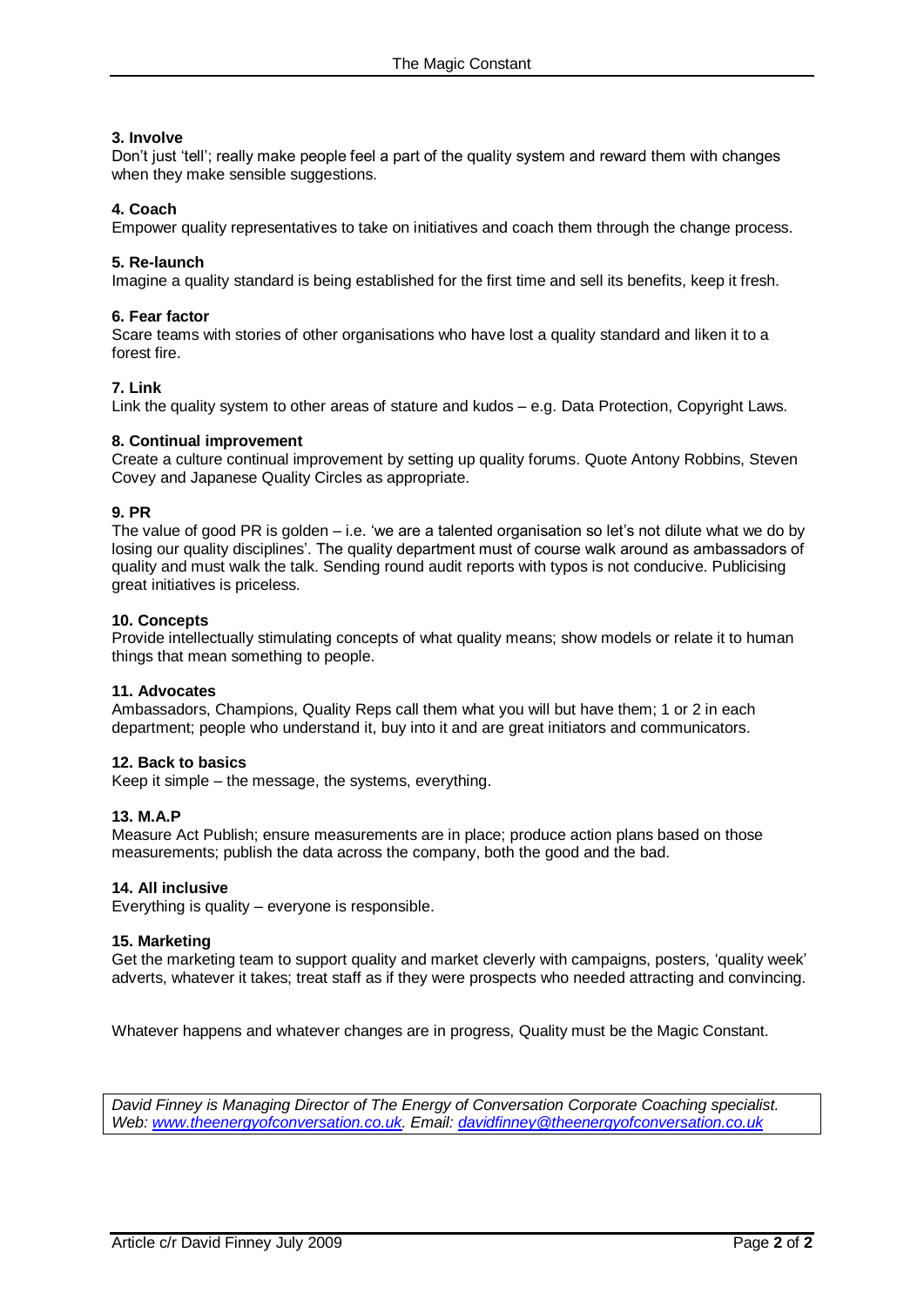**3. Involve**

Don't just 'tell'; really make people feel a part of the quality system and reward them with changes when they make sensible suggestions.

**4. Coach**

Empower quality representatives to take on initiatives and coach them through the change process.

**5. Re-launch**

Imagine a quality standard is being established for the first time and sell its benefits, keep it fresh.

**6. Fear factor**

Scare teams with stories of other organisations who have lost a quality standard and liken it to a forest fire.

**7. Link**

Link the quality system to other areas of stature and kudos – e.g. Data Protection, Copyright Laws.

**8. Continual improvement**

Create a culture continual improvement by setting up quality forums. Quote Antony Robbins, Steven Covey and Japanese Quality Circles as appropriate.

**9. PR**

The value of good PR is golden – i.e. 'we are a talented organisation so let's not dilute what we do by losing our quality disciplines'. The quality department must of course walk around as ambassadors of quality and must walk the talk. Sending round audit reports with typos is not conducive. Publicising great initiatives is priceless.

**10. Concepts**

Provide intellectually stimulating concepts of what quality means; show models or relate it to human things that mean something to people.

**11. Advocates**

Ambassadors, Champions, Quality Reps call them what you will but have them; 1 or 2 in each department; people who understand it, buy into it and are great initiators and communicators.

**12. Back to basics**

Keep it simple – the message, the systems, everything.

**13. M.A.P**

Measure Act Publish; ensure measurements are in place; produce action plans based on those measurements; publish the data across the company, both the good and the bad.

**14. All inclusive**

Everything is quality – everyone is responsible.

**15. Marketing**

Get the marketing team to support quality and market cleverly with campaigns, posters, 'quality week' adverts, whatever it takes; treat staff as if they were prospects who needed attracting and convincing.

Whatever happens and whatever changes are in progress, Quality must be the Magic Constant.

*David Finney is Managing Director of The Energy of Conversation Corporate Coaching specialist. Web: www.theenergyofconversation.co.uk. Email: davidfinney@theenergyofconversation.co.uk*

Article c/r David Finney July 2009